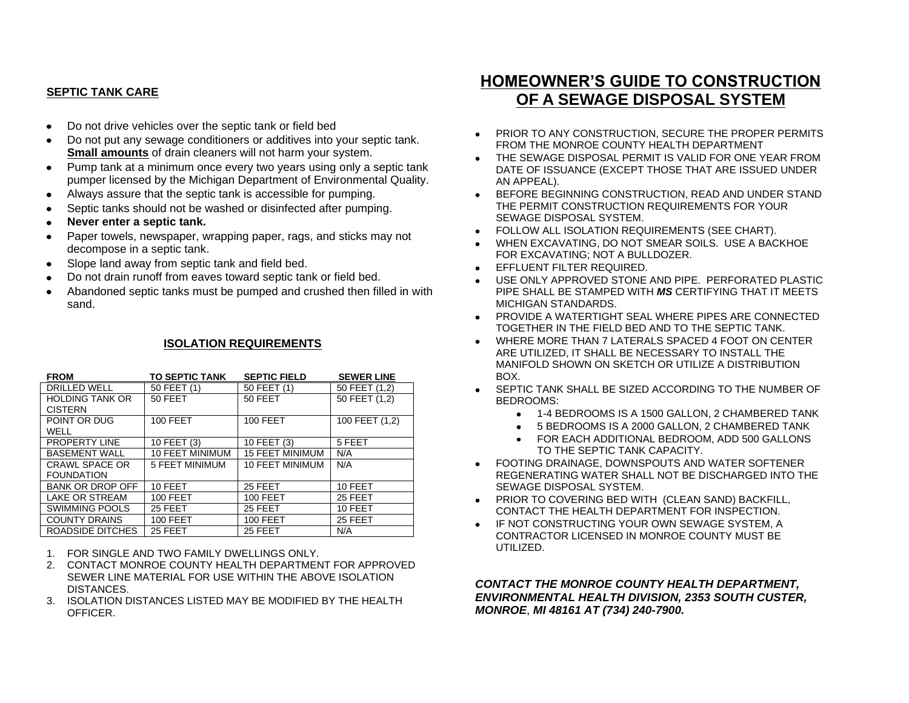## SEPTIC TANK CARE

- Do not drive vehicles over the septic tank or field bed
- Do not put any sewage conditioners or additives into your septic tank. **Small amounts** of drain cleaners will not harm your system.
- Pump tank at a minimum once every two years using only a septic tank pumper licensed by the Michigan Department of Environmental Quality.
- Always assure that the septic tank is accessible for pumping.
- Septic tanks should not be washed or disinfected after pumping.
- **Never enter a septic tank.**
- Paper towels, newspaper, wrapping paper, rags, and sticks may not decompose in a septic tank.
- Slope land away from septic tank and field bed.
- Do not drain runoff from eaves toward septic tank or field bed.
- Abandoned septic tanks must be pumped and crushed then filled in with sand.

## ISOLATION REQUIREMENTS

| FROM | TO SEPTIC TANK | SEPTIC FIELD | SEWER LINE |
|---|---|---|---|
| DRILLED WELL | 50 FEET (1) | 50 FEET (1) | 50 FEET (1,2) |
| HOLDING TANK OR CISTERN | 50 FEET | 50 FEET | 50 FEET (1,2) |
| POINT OR DUG WELL | 100 FEET | 100 FEET | 100 FEET (1,2) |
| PROPERTY LINE | 10 FEET (3) | 10 FEET (3) | 5 FEET |
| BASEMENT WALL | 10 FEET MINIMUM | 15 FEET MINIMUM | N/A |
| CRAWL SPACE OR FOUNDATION | 5 FEET MINIMUM | 10 FEET MINIMUM | N/A |
| BANK OR DROP OFF | 10 FEET | 25 FEET | 10 FEET |
| LAKE OR STREAM | 100 FEET | 100 FEET | 25 FEET |
| SWIMMING POOLS | 25 FEET | 25 FEET | 10 FEET |
| COUNTY DRAINS | 100 FEET | 100 FEET | 25 FEET |
| ROADSIDE DITCHES | 25 FEET | 25 FEET | N/A |

1. FOR SINGLE AND TWO FAMILY DWELLINGS ONLY.
2. CONTACT MONROE COUNTY HEALTH DEPARTMENT FOR APPROVED SEWER LINE MATERIAL FOR USE WITHIN THE ABOVE ISOLATION DISTANCES.
3. ISOLATION DISTANCES LISTED MAY BE MODIFIED BY THE HEALTH OFFICER.

# HOMEOWNER'S GUIDE TO CONSTRUCTION OF A SEWAGE DISPOSAL SYSTEM

- PRIOR TO ANY CONSTRUCTION, SECURE THE PROPER PERMITS FROM THE MONROE COUNTY HEALTH DEPARTMENT
- THE SEWAGE DISPOSAL PERMIT IS VALID FOR ONE YEAR FROM DATE OF ISSUANCE (EXCEPT THOSE THAT ARE ISSUED UNDER AN APPEAL).
- BEFORE BEGINNING CONSTRUCTION, READ AND UNDER STAND THE PERMIT CONSTRUCTION REQUIREMENTS FOR YOUR SEWAGE DISPOSAL SYSTEM.
- FOLLOW ALL ISOLATION REQUIREMENTS (SEE CHART).
- WHEN EXCAVATING, DO NOT SMEAR SOILS. USE A BACKHOE FOR EXCAVATING; NOT A BULLDOZER.
- EFFLUENT FILTER REQUIRED.
- USE ONLY APPROVED STONE AND PIPE. PERFORATED PLASTIC PIPE SHALL BE STAMPED WITH ***MS*** CERTIFYING THAT IT MEETS MICHIGAN STANDARDS.
- PROVIDE A WATERTIGHT SEAL WHERE PIPES ARE CONNECTED TOGETHER IN THE FIELD BED AND TO THE SEPTIC TANK.
- WHERE MORE THAN 7 LATERALS SPACED 4 FOOT ON CENTER ARE UTILIZED, IT SHALL BE NECESSARY TO INSTALL THE MANIFOLD SHOWN ON SKETCH OR UTILIZE A DISTRIBUTION BOX.
- SEPTIC TANK SHALL BE SIZED ACCORDING TO THE NUMBER OF BEDROOMS:
  - 1-4 BEDROOMS IS A 1500 GALLON, 2 CHAMBERED TANK
  - 5 BEDROOMS IS A 2000 GALLON, 2 CHAMBERED TANK
  - FOR EACH ADDITIONAL BEDROOM, ADD 500 GALLONS TO THE SEPTIC TANK CAPACITY.
- FOOTING DRAINAGE, DOWNSPOUTS AND WATER SOFTENER REGENERATING WATER SHALL NOT BE DISCHARGED INTO THE SEWAGE DISPOSAL SYSTEM.
- PRIOR TO COVERING BED WITH (CLEAN SAND) BACKFILL, CONTACT THE HEALTH DEPARTMENT FOR INSPECTION.
- IF NOT CONSTRUCTING YOUR OWN SEWAGE SYSTEM, A CONTRACTOR LICENSED IN MONROE COUNTY MUST BE UTILIZED.

***CONTACT THE MONROE COUNTY HEALTH DEPARTMENT, ENVIRONMENTAL HEALTH DIVISION, 2353 SOUTH CUSTER, MONROE, MI 48161 AT (734) 240-7900.***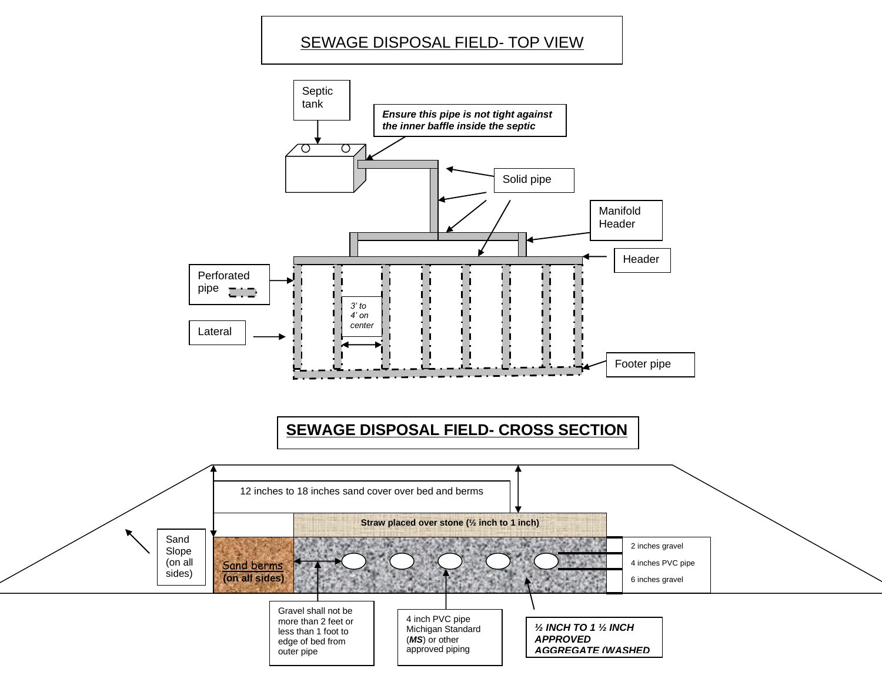## SEWAGE DISPOSAL FIELD- TOP VIEW

Septic tank

***Ensure this pipe is not tight against the inner baffle inside the septic***

Solid pipe

Manifold Header

Header

Perforated pipe

Lateral

*3' to 4' on center*

Footer pipe

## SEWAGE DISPOSAL FIELD- CROSS SECTION

12 inches to 18 inches sand cover over bed and berms

**Straw placed over stone (½ inch to 1 inch)**

Sand Slope (on all sides)

Sand berms **(on all sides)**

2 inches gravel

4 inches PVC pipe

6 inches gravel

Gravel shall not be more than 2 feet or less than 1 foot to edge of bed from outer pipe

4 inch PVC pipe Michigan Standard (***MS***) or other approved piping

***½ INCH TO 1 ½ INCH APPROVED AGGREGATE (WASHED***